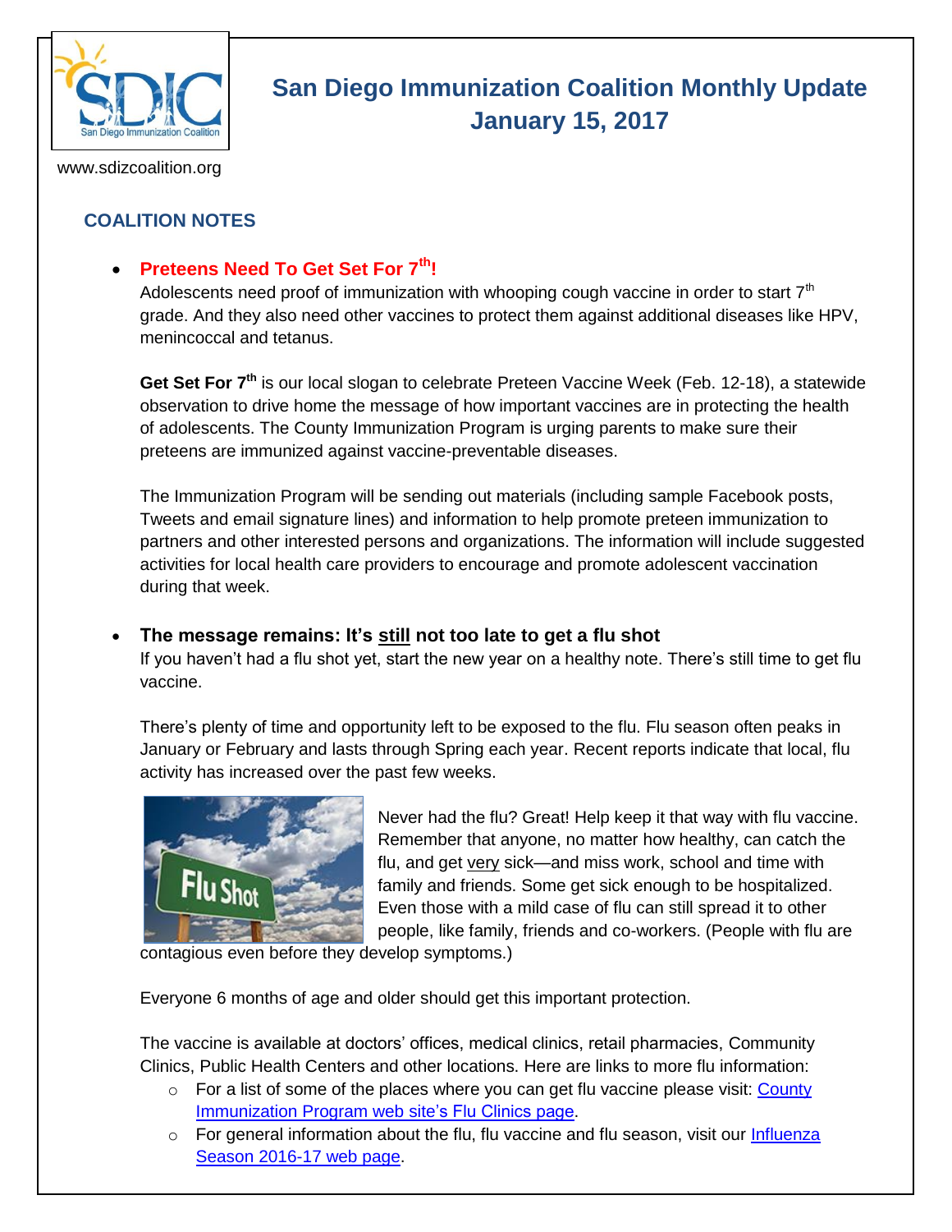# San Diego Immunization Coalition Monthly Update
## January 15, 2017

www.sdizcoalition.org

## COALITION NOTES

- **Preteens Need To Get Set For 7th!**

  Adolescents need proof of immunization with whooping cough vaccine in order to start 7th grade. And they also need other vaccines to protect them against additional diseases like HPV, menincoccal and tetanus.

  **Get Set For 7th** is our local slogan to celebrate Preteen Vaccine Week (Feb. 12-18), a statewide observation to drive home the message of how important vaccines are in protecting the health of adolescents. The County Immunization Program is urging parents to make sure their preteens are immunized against vaccine-preventable diseases.

  The Immunization Program will be sending out materials (including sample Facebook posts, Tweets and email signature lines) and information to help promote preteen immunization to partners and other interested persons and organizations. The information will include suggested activities for local health care providers to encourage and promote adolescent vaccination during that week.

- **The message remains: It's still not too late to get a flu shot**

  If you haven't had a flu shot yet, start the new year on a healthy note. There's still time to get flu vaccine.

  There's plenty of time and opportunity left to be exposed to the flu. Flu season often peaks in January or February and lasts through Spring each year. Recent reports indicate that local, flu activity has increased over the past few weeks.

  Never had the flu? Great! Help keep it that way with flu vaccine. Remember that anyone, no matter how healthy, can catch the flu, and get very sick—and miss work, school and time with family and friends. Some get sick enough to be hospitalized. Even those with a mild case of flu can still spread it to other people, like family, friends and co-workers. (People with flu are contagious even before they develop symptoms.)

  Everyone 6 months of age and older should get this important protection.

  The vaccine is available at doctors' offices, medical clinics, retail pharmacies, Community Clinics, Public Health Centers and other locations. Here are links to more flu information:

  - For a list of some of the places where you can get flu vaccine please visit: County Immunization Program web site's Flu Clinics page.
  - For general information about the flu, flu vaccine and flu season, visit our Influenza Season 2016-17 web page.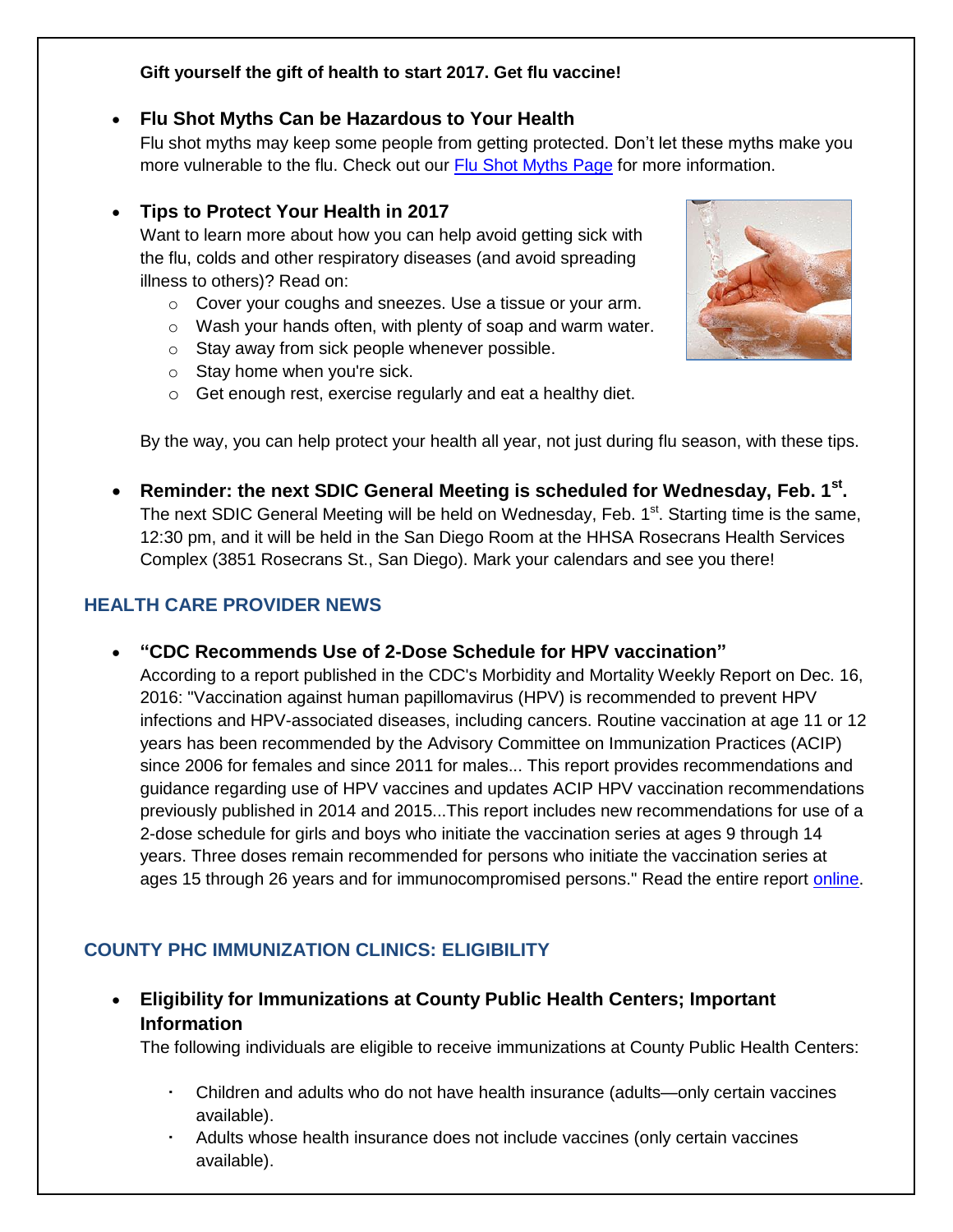**Gift yourself the gift of health to start 2017. Get flu vaccine!**

- **Flu Shot Myths Can be Hazardous to Your Health**
  Flu shot myths may keep some people from getting protected. Don't let these myths make you more vulnerable to the flu. Check out our [Flu Shot Myths Page] for more information.

- **Tips to Protect Your Health in 2017**
  Want to learn more about how you can help avoid getting sick with the flu, colds and other respiratory diseases (and avoid spreading illness to others)? Read on:
  - Cover your coughs and sneezes. Use a tissue or your arm.
  - Wash your hands often, with plenty of soap and warm water.
  - Stay away from sick people whenever possible.
  - Stay home when you're sick.
  - Get enough rest, exercise regularly and eat a healthy diet.

  By the way, you can help protect your health all year, not just during flu season, with these tips.

- **Reminder: the next SDIC General Meeting is scheduled for Wednesday, Feb. 1st.**
  The next SDIC General Meeting will be held on Wednesday, Feb. 1st. Starting time is the same, 12:30 pm, and it will be held in the San Diego Room at the HHSA Rosecrans Health Services Complex (3851 Rosecrans St., San Diego). Mark your calendars and see you there!

## HEALTH CARE PROVIDER NEWS

- **"CDC Recommends Use of 2-Dose Schedule for HPV vaccination"**
  According to a report published in the CDC's Morbidity and Mortality Weekly Report on Dec. 16, 2016: "Vaccination against human papillomavirus (HPV) is recommended to prevent HPV infections and HPV-associated diseases, including cancers. Routine vaccination at age 11 or 12 years has been recommended by the Advisory Committee on Immunization Practices (ACIP) since 2006 for females and since 2011 for males... This report provides recommendations and guidance regarding use of HPV vaccines and updates ACIP HPV vaccination recommendations previously published in 2014 and 2015...This report includes new recommendations for use of a 2-dose schedule for girls and boys who initiate the vaccination series at ages 9 through 14 years. Three doses remain recommended for persons who initiate the vaccination series at ages 15 through 26 years and for immunocompromised persons." Read the entire report [online].

## COUNTY PHC IMMUNIZATION CLINICS: ELIGIBILITY

- **Eligibility for Immunizations at County Public Health Centers; Important Information**
  The following individuals are eligible to receive immunizations at County Public Health Centers:
  - Children and adults who do not have health insurance (adults—only certain vaccines available).
  - Adults whose health insurance does not include vaccines (only certain vaccines available).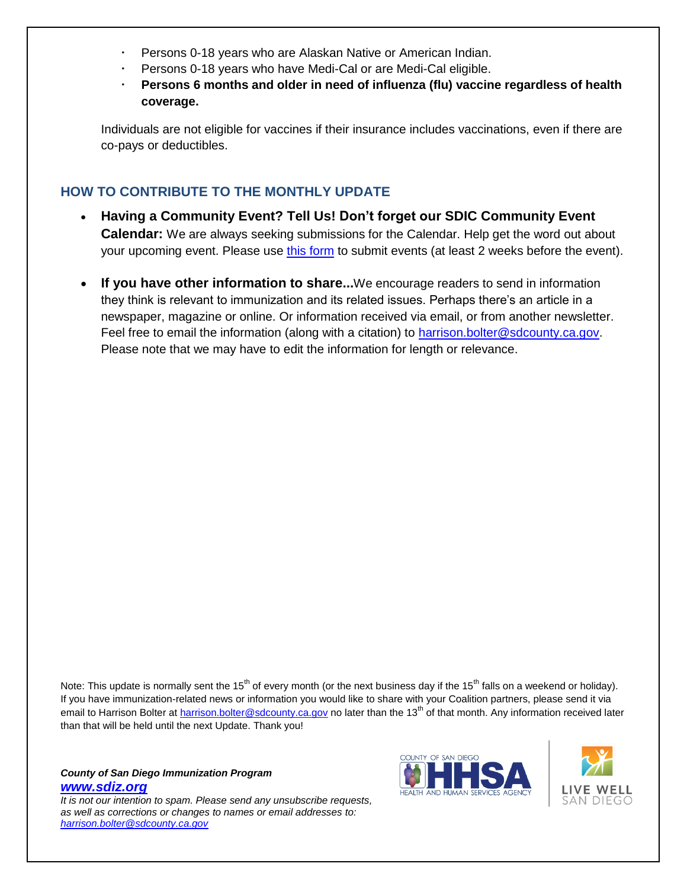- Persons 0-18 years who are Alaskan Native or American Indian.
- Persons 0-18 years who have Medi-Cal or are Medi-Cal eligible.
- **Persons 6 months and older in need of influenza (flu) vaccine regardless of health coverage.**

Individuals are not eligible for vaccines if their insurance includes vaccinations, even if there are co-pays or deductibles.

## HOW TO CONTRIBUTE TO THE MONTHLY UPDATE

- **Having a Community Event? Tell Us! Don't forget our SDIC Community Event Calendar:** We are always seeking submissions for the Calendar. Help get the word out about your upcoming event. Please use this form to submit events (at least 2 weeks before the event).

- **If you have other information to share...**We encourage readers to send in information they think is relevant to immunization and its related issues. Perhaps there's an article in a newspaper, magazine or online. Or information received via email, or from another newsletter. Feel free to email the information (along with a citation) to harrison.bolter@sdcounty.ca.gov. Please note that we may have to edit the information for length or relevance.

Note: This update is normally sent the 15th of every month (or the next business day if the 15th falls on a weekend or holiday). If you have immunization-related news or information you would like to share with your Coalition partners, please send it via email to Harrison Bolter at harrison.bolter@sdcounty.ca.gov no later than the 13th of that month. Any information received later than that will be held until the next Update. Thank you!

***County of San Diego Immunization Program***
***www.sdiz.org***
*It is not our intention to spam. Please send any unsubscribe requests, as well as corrections or changes to names or email addresses to: harrison.bolter@sdcounty.ca.gov*

COUNTY OF SAN DIEGO HHSA HEALTH AND HUMAN SERVICES AGENCY

LIVE WELL SAN DIEGO